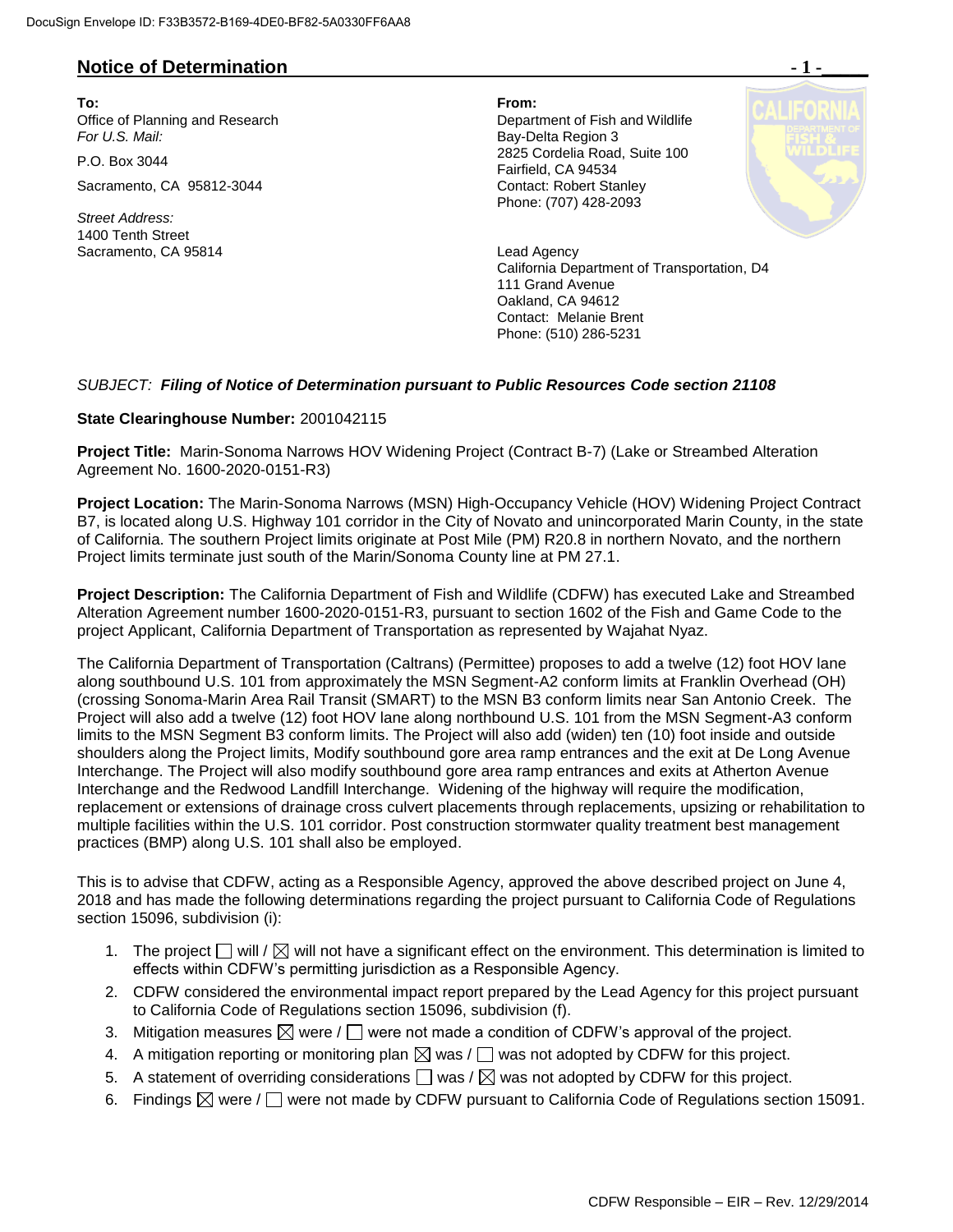DocuSign Envelope ID: F33B3572-B169-4DE0-BF82-5A0330FF6AA8

## Notice of Determination

**To:**
Office of Planning and Research
*For U.S. Mail:*

P.O. Box 3044

Sacramento, CA 95812-3044

*Street Address:*
1400 Tenth Street
Sacramento, CA 95814

**From:**
Department of Fish and Wildlife
Bay-Delta Region 3
2825 Cordelia Road, Suite 100
Fairfield, CA 94534
Contact: Robert Stanley
Phone: (707) 428-2093

Lead Agency
California Department of Transportation, D4
111 Grand Avenue
Oakland, CA 94612
Contact: Melanie Brent
Phone: (510) 286-5231

*SUBJECT: **Filing of Notice of Determination pursuant to Public Resources Code section 21108***

**State Clearinghouse Number:** 2001042115

**Project Title:** Marin-Sonoma Narrows HOV Widening Project (Contract B-7) (Lake or Streambed Alteration Agreement No. 1600-2020-0151-R3)

**Project Location:** The Marin-Sonoma Narrows (MSN) High-Occupancy Vehicle (HOV) Widening Project Contract B7, is located along U.S. Highway 101 corridor in the City of Novato and unincorporated Marin County, in the state of California. The southern Project limits originate at Post Mile (PM) R20.8 in northern Novato, and the northern Project limits terminate just south of the Marin/Sonoma County line at PM 27.1.

**Project Description:** The California Department of Fish and Wildlife (CDFW) has executed Lake and Streambed Alteration Agreement number 1600-2020-0151-R3, pursuant to section 1602 of the Fish and Game Code to the project Applicant, California Department of Transportation as represented by Wajahat Nyaz.

The California Department of Transportation (Caltrans) (Permittee) proposes to add a twelve (12) foot HOV lane along southbound U.S. 101 from approximately the MSN Segment-A2 conform limits at Franklin Overhead (OH) (crossing Sonoma-Marin Area Rail Transit (SMART) to the MSN B3 conform limits near San Antonio Creek. The Project will also add a twelve (12) foot HOV lane along northbound U.S. 101 from the MSN Segment-A3 conform limits to the MSN Segment B3 conform limits. The Project will also add (widen) ten (10) foot inside and outside shoulders along the Project limits, Modify southbound gore area ramp entrances and the exit at De Long Avenue Interchange. The Project will also modify southbound gore area ramp entrances and exits at Atherton Avenue Interchange and the Redwood Landfill Interchange. Widening of the highway will require the modification, replacement or extensions of drainage cross culvert placements through replacements, upsizing or rehabilitation to multiple facilities within the U.S. 101 corridor. Post construction stormwater quality treatment best management practices (BMP) along U.S. 101 shall also be employed.

This is to advise that CDFW, acting as a Responsible Agency, approved the above described project on June 4, 2018 and has made the following determinations regarding the project pursuant to California Code of Regulations section 15096, subdivision (i):

1. The project ☐ will / ☒ will not have a significant effect on the environment. This determination is limited to effects within CDFW's permitting jurisdiction as a Responsible Agency.
2. CDFW considered the environmental impact report prepared by the Lead Agency for this project pursuant to California Code of Regulations section 15096, subdivision (f).
3. Mitigation measures ☒ were / ☐ were not made a condition of CDFW's approval of the project.
4. A mitigation reporting or monitoring plan ☒ was / ☐ was not adopted by CDFW for this project.
5. A statement of overriding considerations ☐ was / ☒ was not adopted by CDFW for this project.
6. Findings ☒ were / ☐ were not made by CDFW pursuant to California Code of Regulations section 15091.

CDFW Responsible – EIR – Rev. 12/29/2014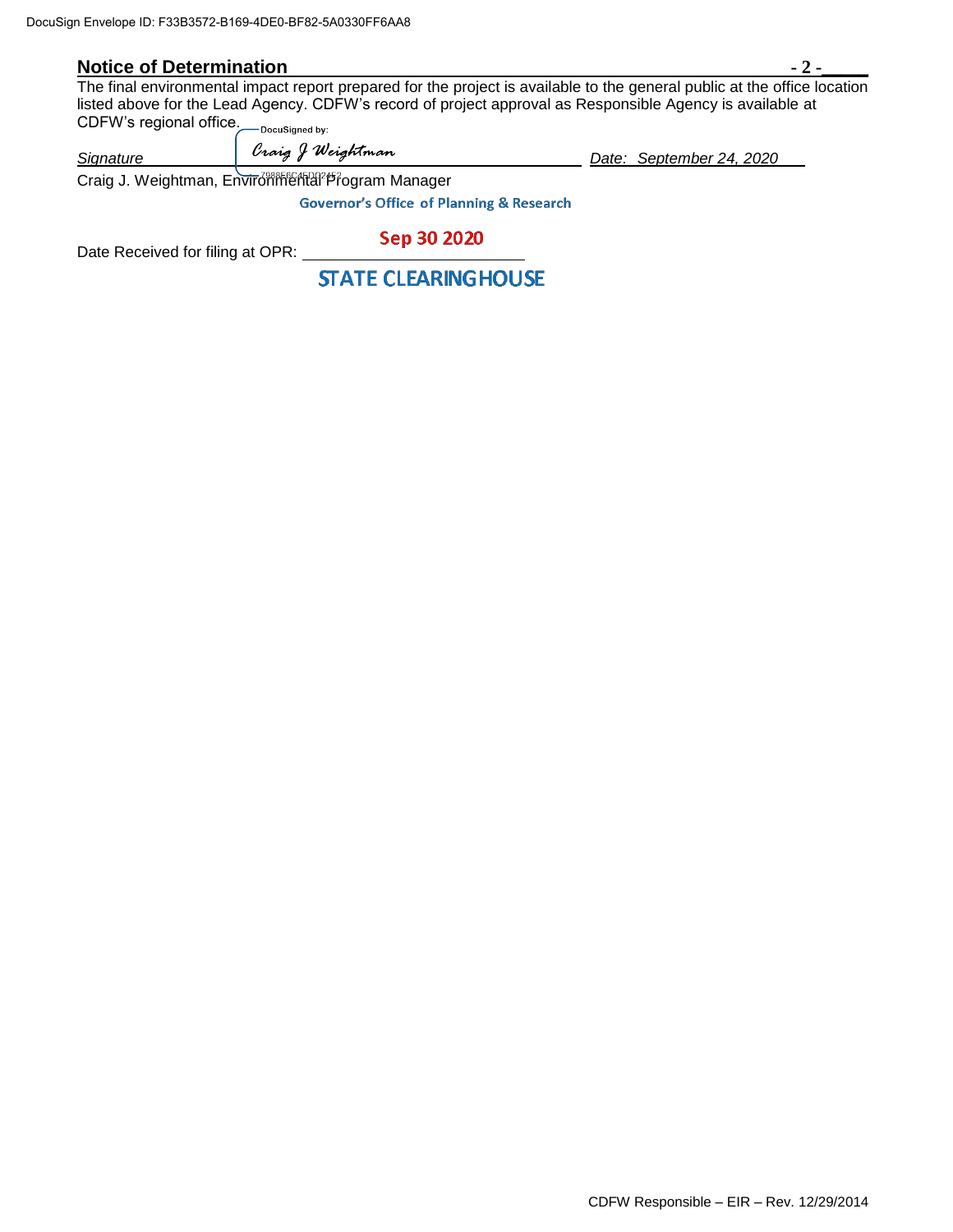DocuSign Envelope ID: F33B3572-B169-4DE0-BF82-5A0330FF6AA8

## Notice of Determination

The final environmental impact report prepared for the project is available to the general public at the office location listed above for the Lead Agency. CDFW's record of project approval as Responsible Agency is available at CDFW's regional office.

DocuSign by:

*Signature* *Craig J Weightman* *Date: September 24, 2020*

Craig J. Weightman, Environmental Program Manager

Governor's Office of Planning & Research

Date Received for filing at OPR: Sep 30 2020

STATE CLEARINGHOUSE

CDFW Responsible – EIR – Rev. 12/29/2014